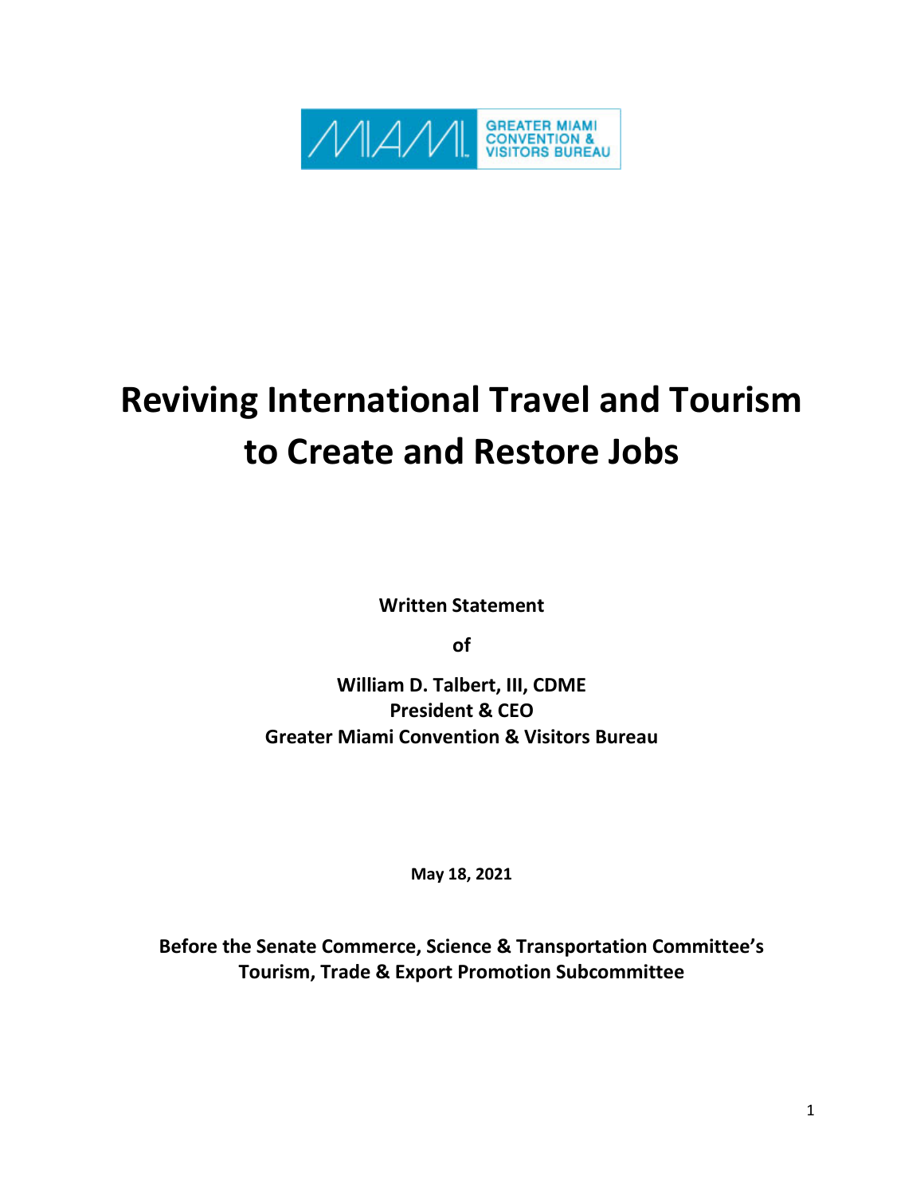MIAMI GREATER MIAMI CONVENTION & VISITORS BUREAU

# Reviving International Travel and Tourism to Create and Restore Jobs

**Written Statement**

**of**

**William D. Talbert, III, CDME**
**President & CEO**
**Greater Miami Convention & Visitors Bureau**

**May 18, 2021**

**Before the Senate Commerce, Science & Transportation Committee's Tourism, Trade & Export Promotion Subcommittee**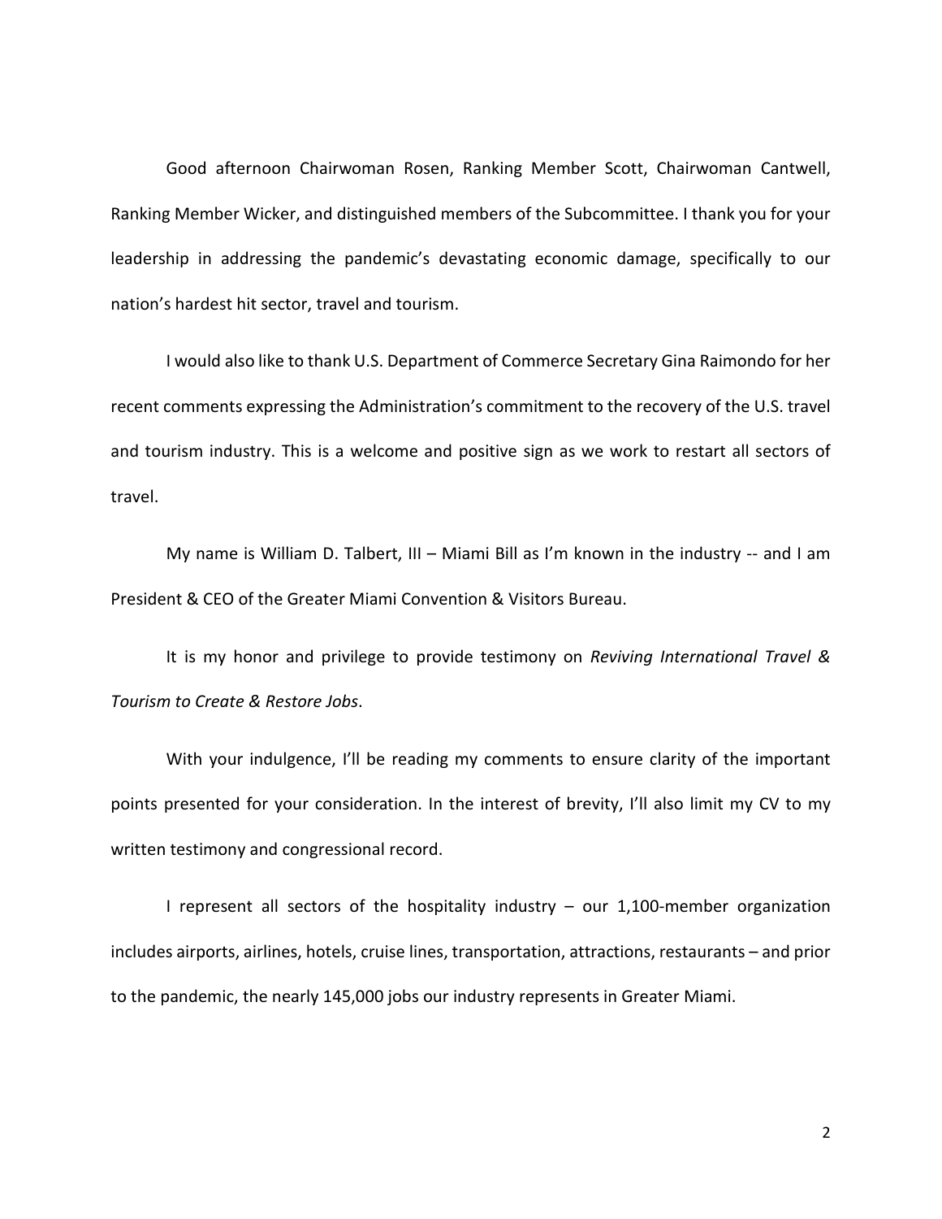Good afternoon Chairwoman Rosen, Ranking Member Scott, Chairwoman Cantwell, Ranking Member Wicker, and distinguished members of the Subcommittee. I thank you for your leadership in addressing the pandemic's devastating economic damage, specifically to our nation's hardest hit sector, travel and tourism.

I would also like to thank U.S. Department of Commerce Secretary Gina Raimondo for her recent comments expressing the Administration's commitment to the recovery of the U.S. travel and tourism industry. This is a welcome and positive sign as we work to restart all sectors of travel.

My name is William D. Talbert, III – Miami Bill as I'm known in the industry -- and I am President & CEO of the Greater Miami Convention & Visitors Bureau.

It is my honor and privilege to provide testimony on *Reviving International Travel & Tourism to Create & Restore Jobs*.

With your indulgence, I'll be reading my comments to ensure clarity of the important points presented for your consideration. In the interest of brevity, I'll also limit my CV to my written testimony and congressional record.

I represent all sectors of the hospitality industry – our 1,100-member organization includes airports, airlines, hotels, cruise lines, transportation, attractions, restaurants – and prior to the pandemic, the nearly 145,000 jobs our industry represents in Greater Miami.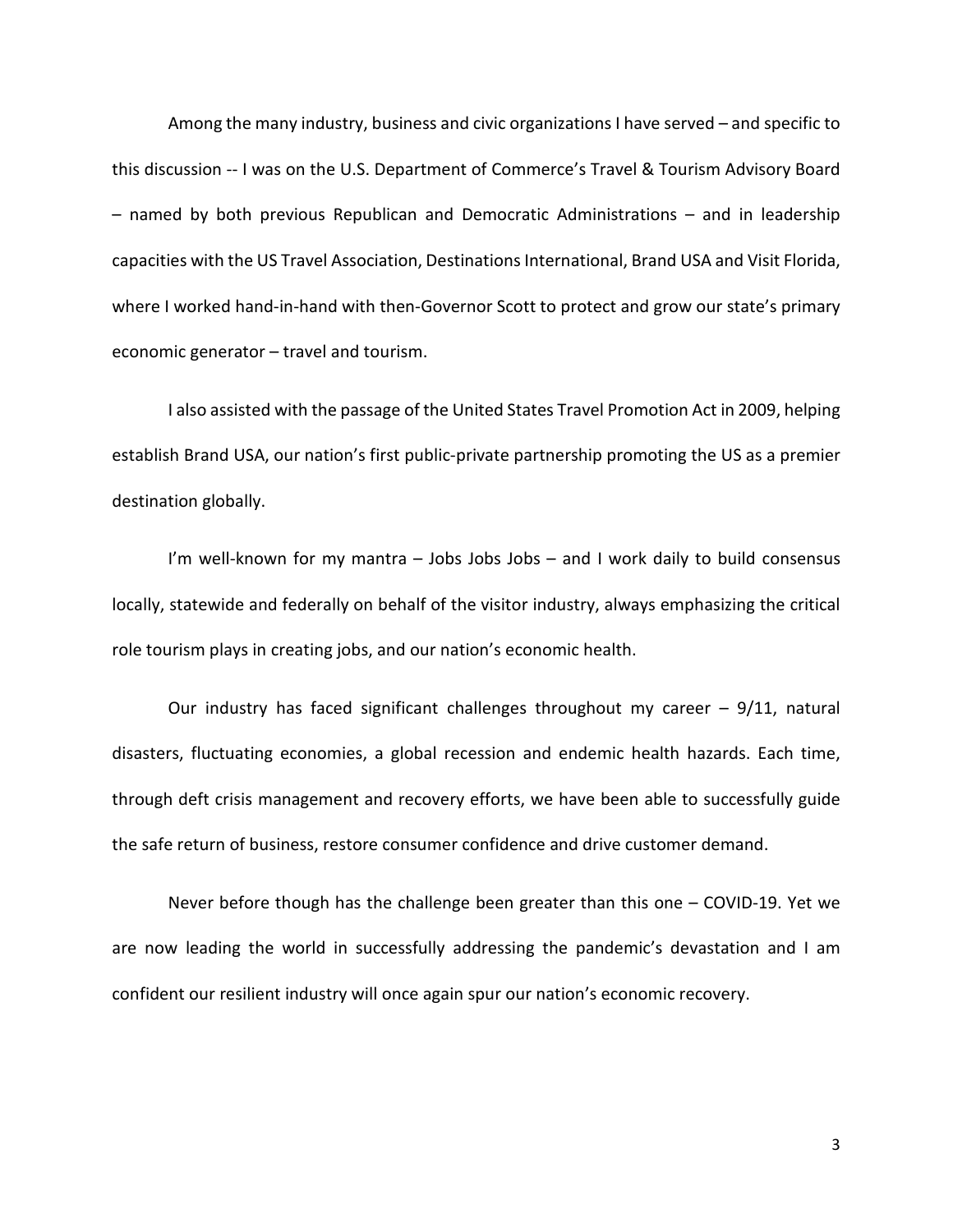Among the many industry, business and civic organizations I have served – and specific to this discussion -- I was on the U.S. Department of Commerce's Travel & Tourism Advisory Board – named by both previous Republican and Democratic Administrations – and in leadership capacities with the US Travel Association, Destinations International, Brand USA and Visit Florida, where I worked hand-in-hand with then-Governor Scott to protect and grow our state's primary economic generator – travel and tourism.

I also assisted with the passage of the United States Travel Promotion Act in 2009, helping establish Brand USA, our nation's first public-private partnership promoting the US as a premier destination globally.

I'm well-known for my mantra – Jobs Jobs Jobs – and I work daily to build consensus locally, statewide and federally on behalf of the visitor industry, always emphasizing the critical role tourism plays in creating jobs, and our nation's economic health.

Our industry has faced significant challenges throughout my career – 9/11, natural disasters, fluctuating economies, a global recession and endemic health hazards. Each time, through deft crisis management and recovery efforts, we have been able to successfully guide the safe return of business, restore consumer confidence and drive customer demand.

Never before though has the challenge been greater than this one – COVID-19. Yet we are now leading the world in successfully addressing the pandemic's devastation and I am confident our resilient industry will once again spur our nation's economic recovery.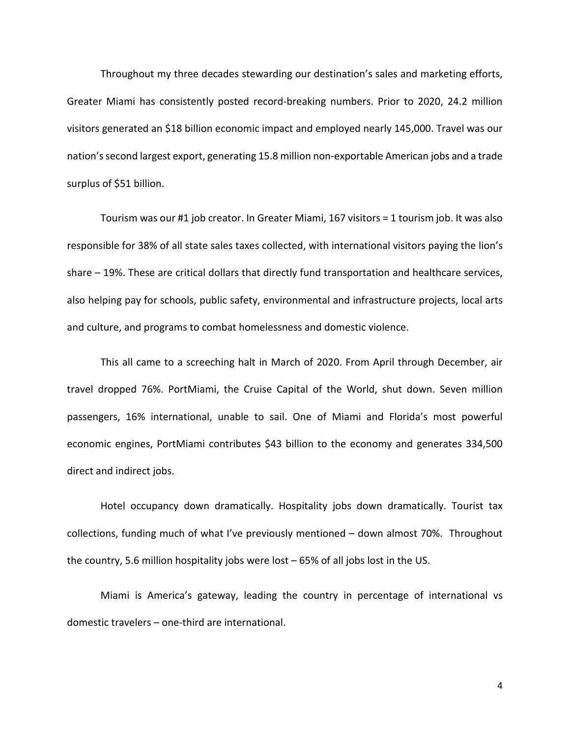Throughout my three decades stewarding our destination's sales and marketing efforts, Greater Miami has consistently posted record-breaking numbers. Prior to 2020, 24.2 million visitors generated an $18 billion economic impact and employed nearly 145,000. Travel was our nation's second largest export, generating 15.8 million non-exportable American jobs and a trade surplus of $51 billion.

Tourism was our #1 job creator. In Greater Miami, 167 visitors = 1 tourism job. It was also responsible for 38% of all state sales taxes collected, with international visitors paying the lion's share – 19%. These are critical dollars that directly fund transportation and healthcare services, also helping pay for schools, public safety, environmental and infrastructure projects, local arts and culture, and programs to combat homelessness and domestic violence.

This all came to a screeching halt in March of 2020. From April through December, air travel dropped 76%. PortMiami, the Cruise Capital of the World, shut down. Seven million passengers, 16% international, unable to sail. One of Miami and Florida's most powerful economic engines, PortMiami contributes $43 billion to the economy and generates 334,500 direct and indirect jobs.

Hotel occupancy down dramatically. Hospitality jobs down dramatically. Tourist tax collections, funding much of what I've previously mentioned – down almost 70%. Throughout the country, 5.6 million hospitality jobs were lost – 65% of all jobs lost in the US.

Miami is America's gateway, leading the country in percentage of international vs domestic travelers – one-third are international.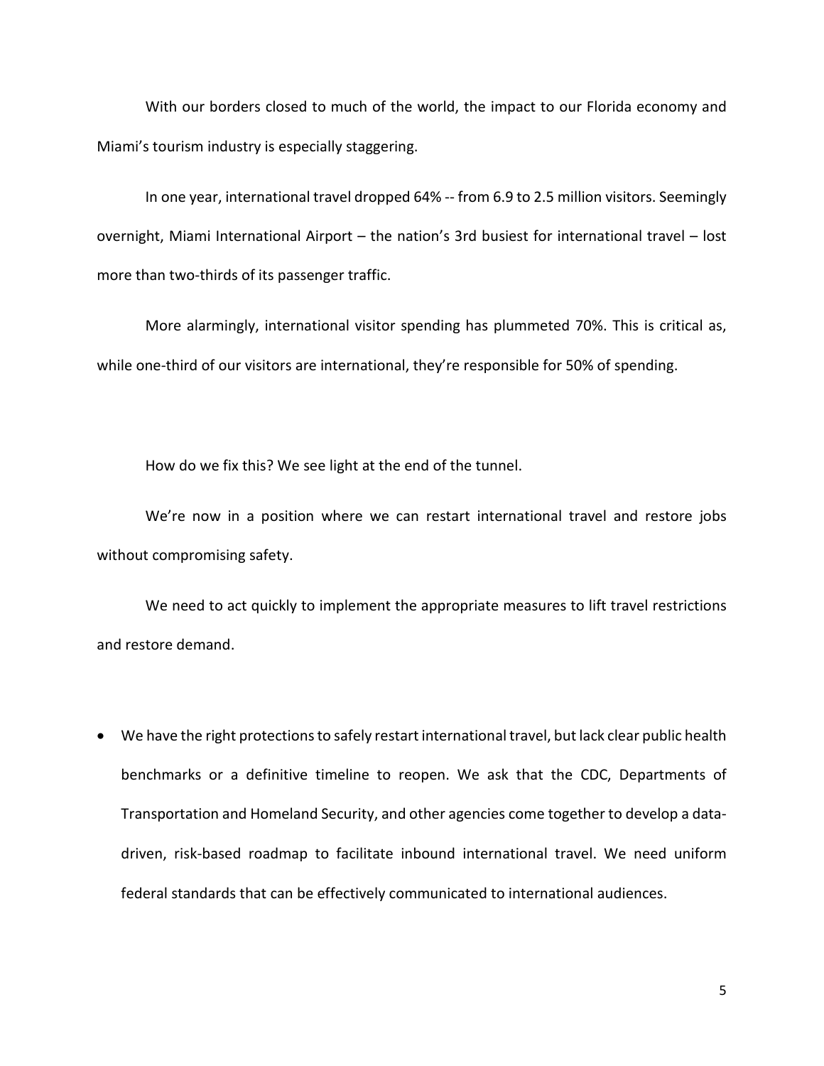With our borders closed to much of the world, the impact to our Florida economy and Miami's tourism industry is especially staggering.

In one year, international travel dropped 64% -- from 6.9 to 2.5 million visitors. Seemingly overnight, Miami International Airport – the nation's 3rd busiest for international travel – lost more than two-thirds of its passenger traffic.

More alarmingly, international visitor spending has plummeted 70%. This is critical as, while one-third of our visitors are international, they're responsible for 50% of spending.

How do we fix this? We see light at the end of the tunnel.

We're now in a position where we can restart international travel and restore jobs without compromising safety.

We need to act quickly to implement the appropriate measures to lift travel restrictions and restore demand.

- We have the right protections to safely restart international travel, but lack clear public health benchmarks or a definitive timeline to reopen. We ask that the CDC, Departments of Transportation and Homeland Security, and other agencies come together to develop a data-driven, risk-based roadmap to facilitate inbound international travel. We need uniform federal standards that can be effectively communicated to international audiences.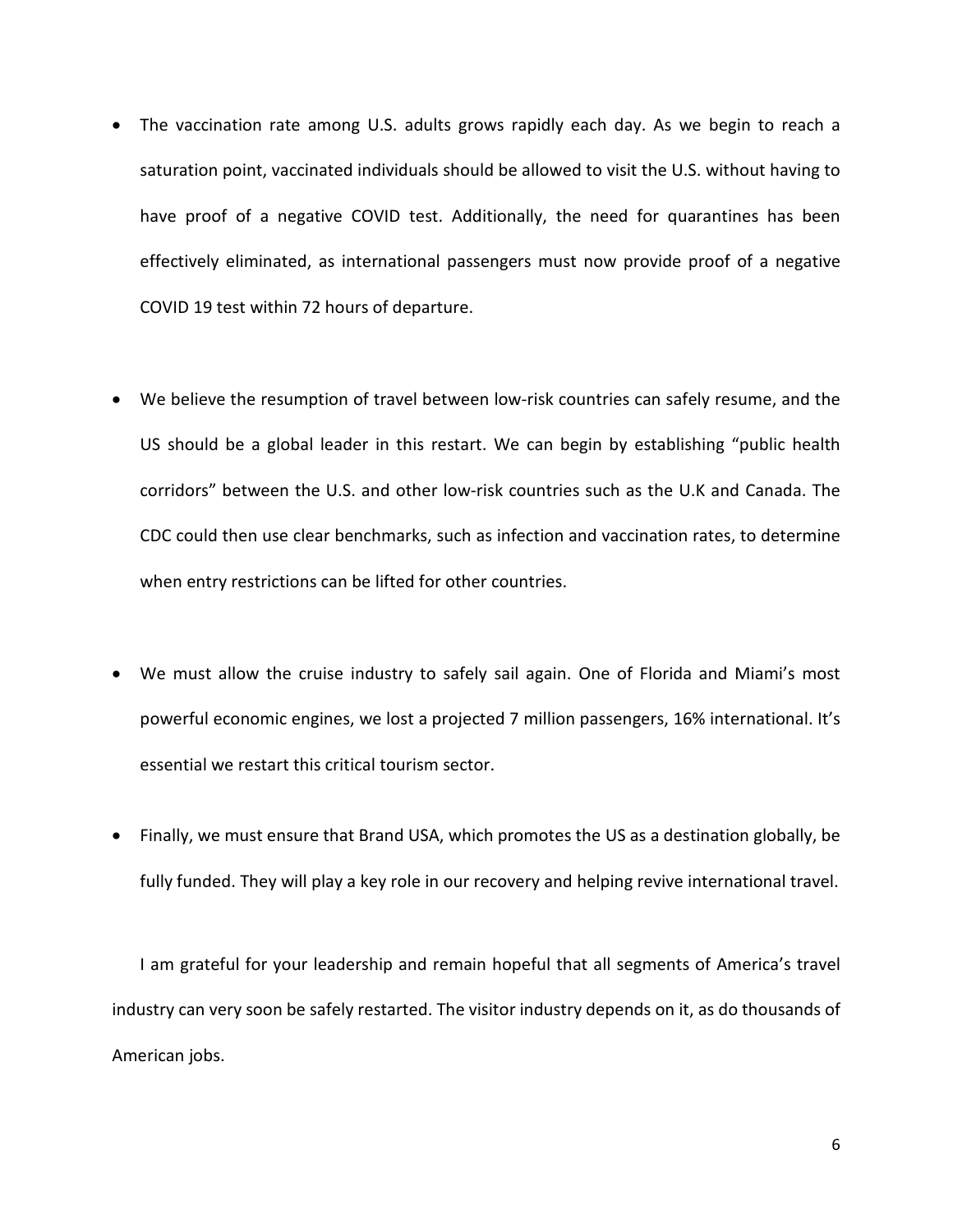- The vaccination rate among U.S. adults grows rapidly each day. As we begin to reach a saturation point, vaccinated individuals should be allowed to visit the U.S. without having to have proof of a negative COVID test. Additionally, the need for quarantines has been effectively eliminated, as international passengers must now provide proof of a negative COVID 19 test within 72 hours of departure.

- We believe the resumption of travel between low-risk countries can safely resume, and the US should be a global leader in this restart. We can begin by establishing "public health corridors" between the U.S. and other low-risk countries such as the U.K and Canada. The CDC could then use clear benchmarks, such as infection and vaccination rates, to determine when entry restrictions can be lifted for other countries.

- We must allow the cruise industry to safely sail again. One of Florida and Miami's most powerful economic engines, we lost a projected 7 million passengers, 16% international. It's essential we restart this critical tourism sector.

- Finally, we must ensure that Brand USA, which promotes the US as a destination globally, be fully funded. They will play a key role in our recovery and helping revive international travel.

I am grateful for your leadership and remain hopeful that all segments of America's travel industry can very soon be safely restarted. The visitor industry depends on it, as do thousands of American jobs.